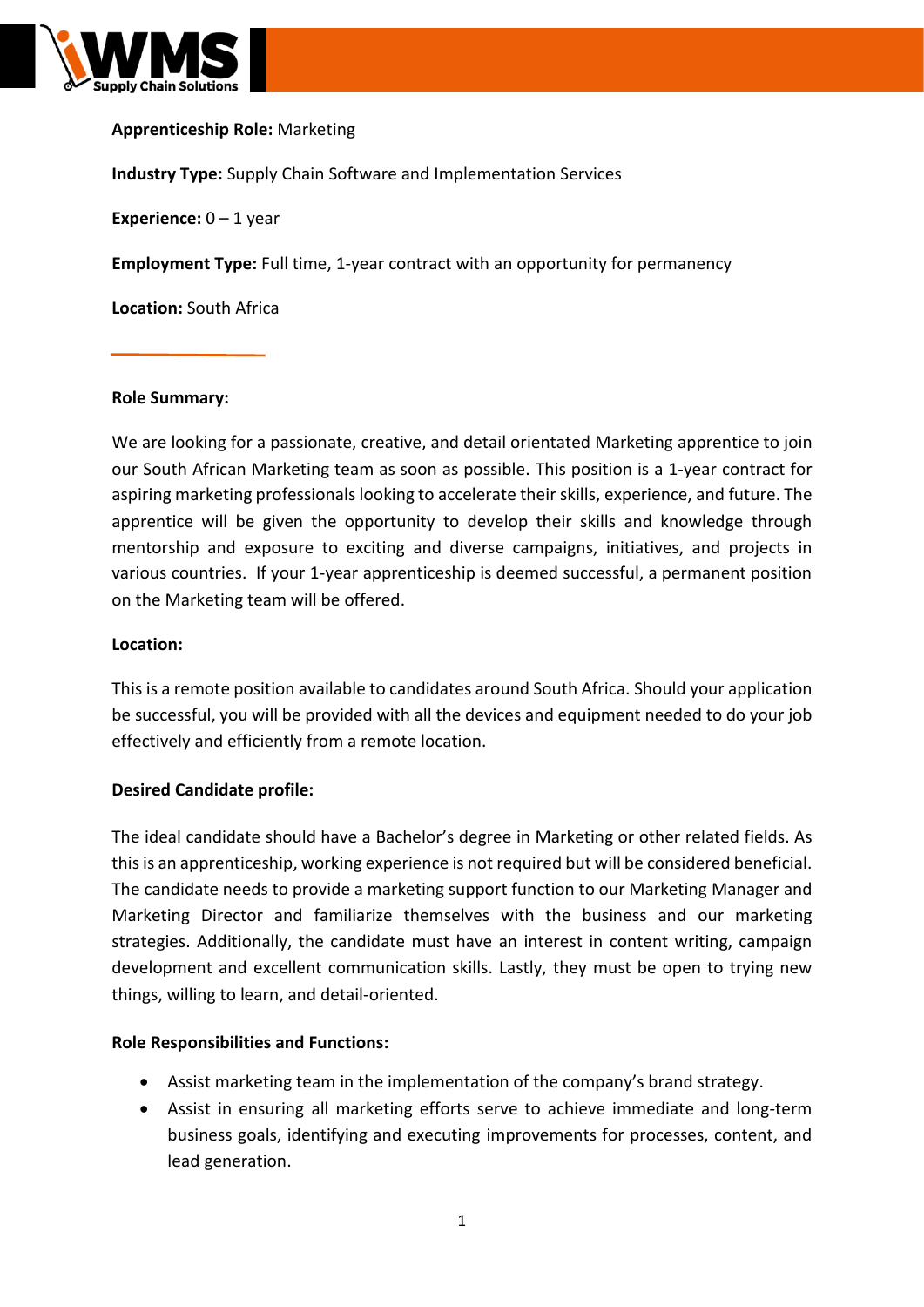**Apprenticeship Role:** Marketing

**Industry Type:** Supply Chain Software and Implementation Services

**Experience:** 0 – 1 year

**Employment Type:** Full time, 1-year contract with an opportunity for permanency

**Location:** South Africa

---

**Role Summary:**

We are looking for a passionate, creative, and detail orientated Marketing apprentice to join our South African Marketing team as soon as possible. This position is a 1-year contract for aspiring marketing professionals looking to accelerate their skills, experience, and future. The apprentice will be given the opportunity to develop their skills and knowledge through mentorship and exposure to exciting and diverse campaigns, initiatives, and projects in various countries. If your 1-year apprenticeship is deemed successful, a permanent position on the Marketing team will be offered.

**Location:**

This is a remote position available to candidates around South Africa. Should your application be successful, you will be provided with all the devices and equipment needed to do your job effectively and efficiently from a remote location.

**Desired Candidate profile:**

The ideal candidate should have a Bachelor's degree in Marketing or other related fields. As this is an apprenticeship, working experience is not required but will be considered beneficial. The candidate needs to provide a marketing support function to our Marketing Manager and Marketing Director and familiarize themselves with the business and our marketing strategies. Additionally, the candidate must have an interest in content writing, campaign development and excellent communication skills. Lastly, they must be open to trying new things, willing to learn, and detail-oriented.

**Role Responsibilities and Functions:**

- Assist marketing team in the implementation of the company's brand strategy.
- Assist in ensuring all marketing efforts serve to achieve immediate and long-term business goals, identifying and executing improvements for processes, content, and lead generation.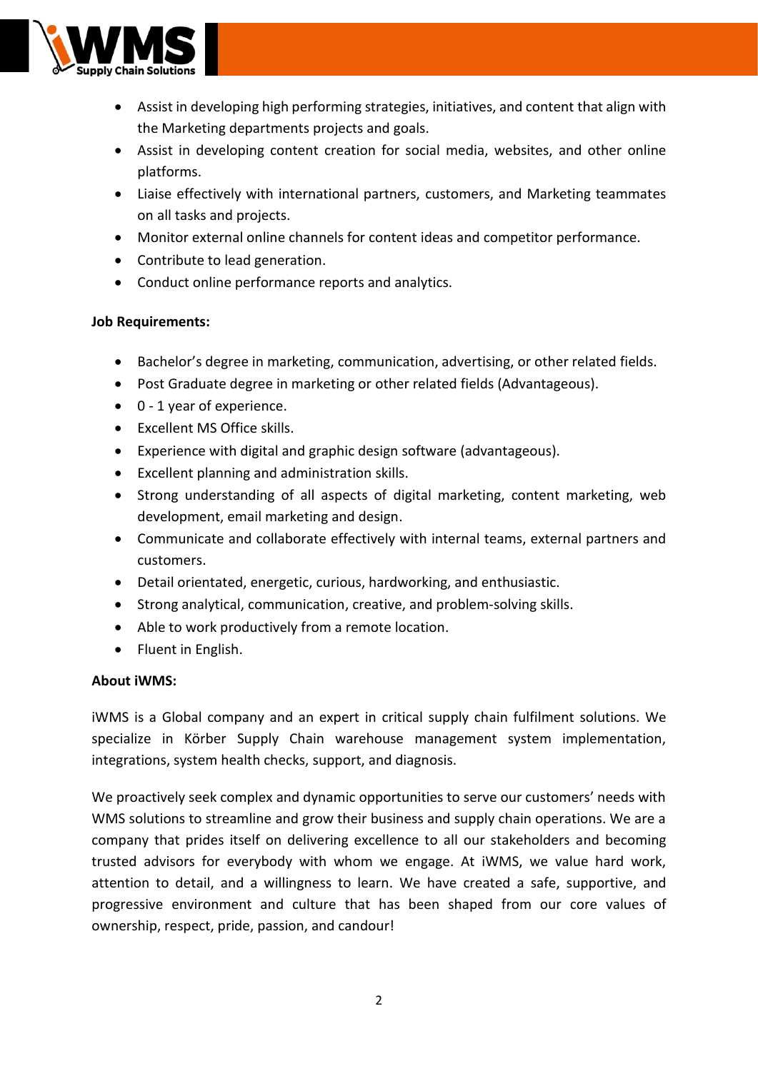- Assist in developing high performing strategies, initiatives, and content that align with the Marketing departments projects and goals.
- Assist in developing content creation for social media, websites, and other online platforms.
- Liaise effectively with international partners, customers, and Marketing teammates on all tasks and projects.
- Monitor external online channels for content ideas and competitor performance.
- Contribute to lead generation.
- Conduct online performance reports and analytics.

**Job Requirements:**

- Bachelor's degree in marketing, communication, advertising, or other related fields.
- Post Graduate degree in marketing or other related fields (Advantageous).
- 0 - 1 year of experience.
- Excellent MS Office skills.
- Experience with digital and graphic design software (advantageous).
- Excellent planning and administration skills.
- Strong understanding of all aspects of digital marketing, content marketing, web development, email marketing and design.
- Communicate and collaborate effectively with internal teams, external partners and customers.
- Detail orientated, energetic, curious, hardworking, and enthusiastic.
- Strong analytical, communication, creative, and problem-solving skills.
- Able to work productively from a remote location.
- Fluent in English.

**About iWMS:**

iWMS is a Global company and an expert in critical supply chain fulfilment solutions. We specialize in Körber Supply Chain warehouse management system implementation, integrations, system health checks, support, and diagnosis.

We proactively seek complex and dynamic opportunities to serve our customers' needs with WMS solutions to streamline and grow their business and supply chain operations. We are a company that prides itself on delivering excellence to all our stakeholders and becoming trusted advisors for everybody with whom we engage. At iWMS, we value hard work, attention to detail, and a willingness to learn. We have created a safe, supportive, and progressive environment and culture that has been shaped from our core values of ownership, respect, pride, passion, and candour!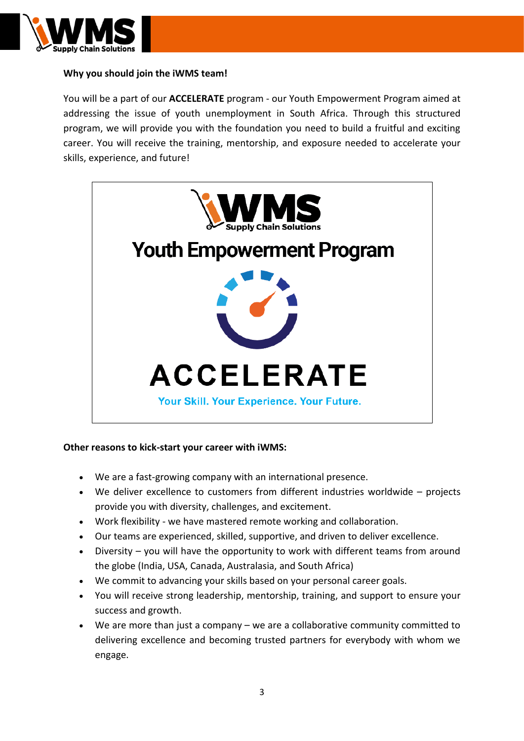**Why you should join the iWMS team!**

You will be a part of our **ACCELERATE** program - our Youth Empowerment Program aimed at addressing the issue of youth unemployment in South Africa. Through this structured program, we will provide you with the foundation you need to build a fruitful and exciting career. You will receive the training, mentorship, and exposure needed to accelerate your skills, experience, and future!

iWMS Supply Chain Solutions

Youth Empowerment Program

ACCELERATE

Your Skill. Your Experience. Your Future.

**Other reasons to kick-start your career with iWMS:**

- We are a fast-growing company with an international presence.
- We deliver excellence to customers from different industries worldwide – projects provide you with diversity, challenges, and excitement.
- Work flexibility - we have mastered remote working and collaboration.
- Our teams are experienced, skilled, supportive, and driven to deliver excellence.
- Diversity – you will have the opportunity to work with different teams from around the globe (India, USA, Canada, Australasia, and South Africa)
- We commit to advancing your skills based on your personal career goals.
- You will receive strong leadership, mentorship, training, and support to ensure your success and growth.
- We are more than just a company – we are a collaborative community committed to delivering excellence and becoming trusted partners for everybody with whom we engage.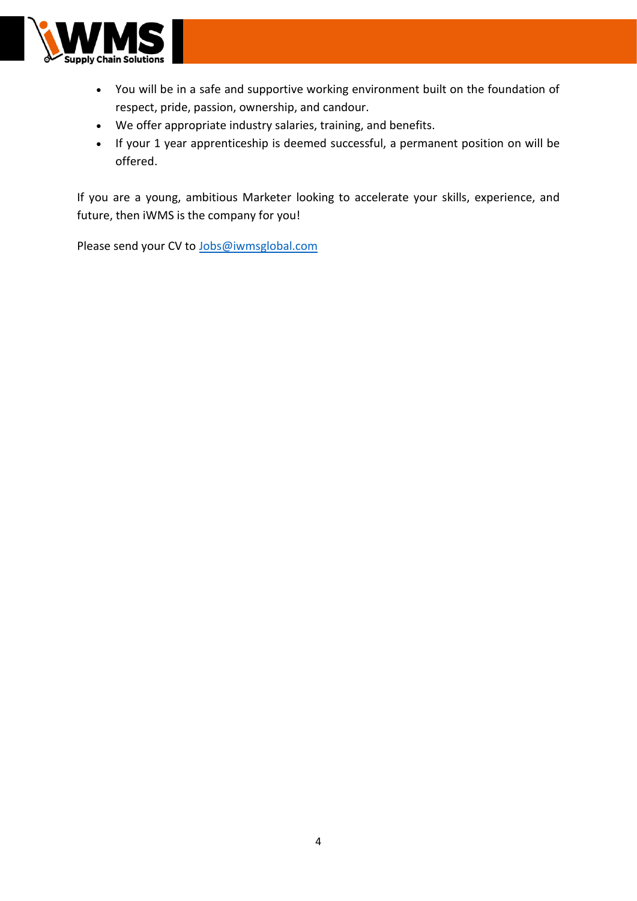- You will be in a safe and supportive working environment built on the foundation of respect, pride, passion, ownership, and candour.
- We offer appropriate industry salaries, training, and benefits.
- If your 1 year apprenticeship is deemed successful, a permanent position on will be offered.

If you are a young, ambitious Marketer looking to accelerate your skills, experience, and future, then iWMS is the company for you!

Please send your CV to Jobs@iwmsglobal.com